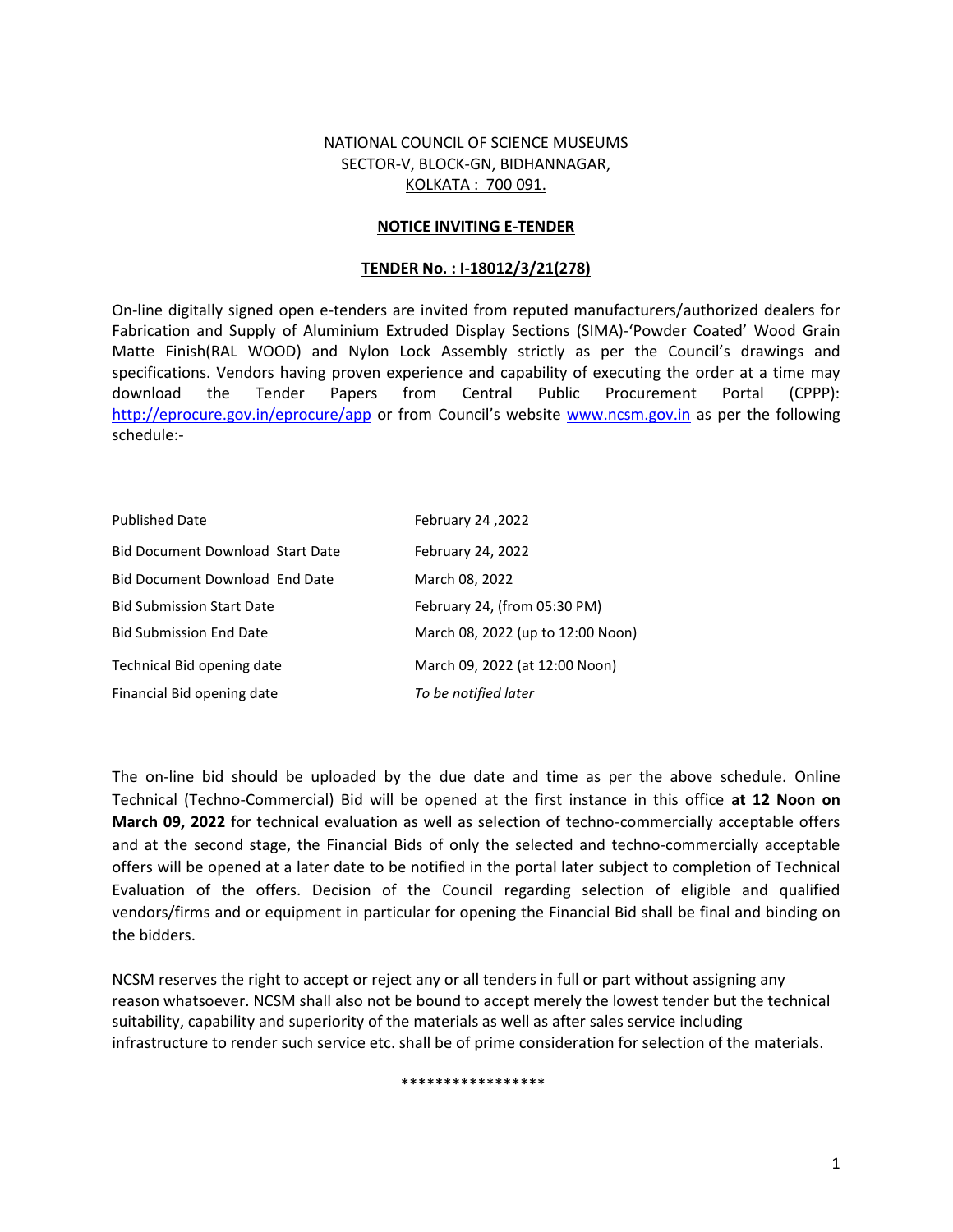NATIONAL COUNCIL OF SCIENCE MUSEUMS
SECTOR-V, BLOCK-GN, BIDHANNAGAR,
KOLKATA : 700 091.

**NOTICE INVITING E-TENDER**

**TENDER No. : I-18012/3/21(278)**

On-line digitally signed open e-tenders are invited from reputed manufacturers/authorized dealers for Fabrication and Supply of Aluminium Extruded Display Sections (SIMA)-'Powder Coated' Wood Grain Matte Finish(RAL WOOD) and Nylon Lock Assembly strictly as per the Council's drawings and specifications. Vendors having proven experience and capability of executing the order at a time may download the Tender Papers from Central Public Procurement Portal (CPPP): http://eprocure.gov.in/eprocure/app or from Council's website www.ncsm.gov.in as per the following schedule:-

| | |
|---|---|
| Published Date | February 24 ,2022 |
| Bid Document Download Start Date | February 24, 2022 |
| Bid Document Download End Date | March 08, 2022 |
| Bid Submission Start Date | February 24, (from 05:30 PM) |
| Bid Submission End Date | March 08, 2022 (up to 12:00 Noon) |
| Technical Bid opening date | March 09, 2022 (at 12:00 Noon) |
| Financial Bid opening date | *To be notified later* |

The on-line bid should be uploaded by the due date and time as per the above schedule. Online Technical (Techno-Commercial) Bid will be opened at the first instance in this office **at 12 Noon on March 09, 2022** for technical evaluation as well as selection of techno-commercially acceptable offers and at the second stage, the Financial Bids of only the selected and techno-commercially acceptable offers will be opened at a later date to be notified in the portal later subject to completion of Technical Evaluation of the offers. Decision of the Council regarding selection of eligible and qualified vendors/firms and or equipment in particular for opening the Financial Bid shall be final and binding on the bidders.

NCSM reserves the right to accept or reject any or all tenders in full or part without assigning any reason whatsoever. NCSM shall also not be bound to accept merely the lowest tender but the technical suitability, capability and superiority of the materials as well as after sales service including infrastructure to render such service etc. shall be of prime consideration for selection of the materials.

*****************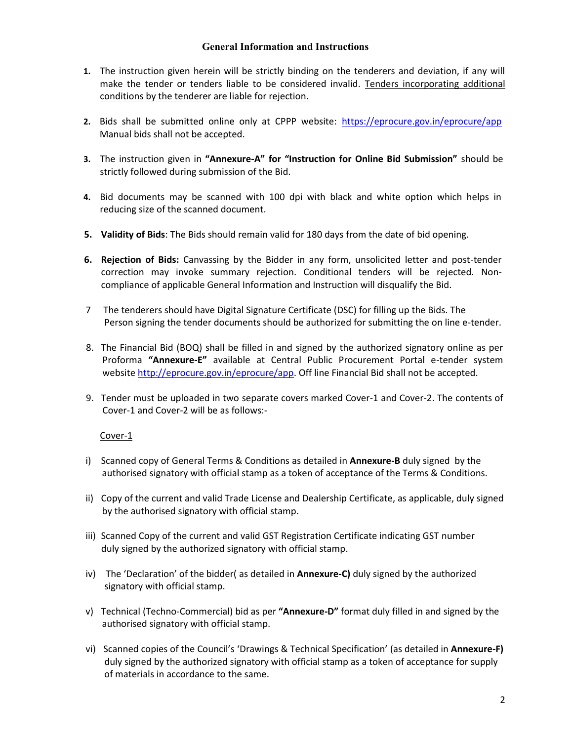### General Information and Instructions

1. The instruction given herein will be strictly binding on the tenderers and deviation, if any will make the tender or tenders liable to be considered invalid. <u>Tenders incorporating additional conditions by the tenderer are liable for rejection.</u>

2. Bids shall be submitted online only at CPPP website: https://eprocure.gov.in/eprocure/app Manual bids shall not be accepted.

3. The instruction given in **"Annexure-A" for "Instruction for Online Bid Submission"** should be strictly followed during submission of the Bid.

4. Bid documents may be scanned with 100 dpi with black and white option which helps in reducing size of the scanned document.

5. **Validity of Bids**: The Bids should remain valid for 180 days from the date of bid opening.

6. **Rejection of Bids:** Canvassing by the Bidder in any form, unsolicited letter and post-tender correction may invoke summary rejection. Conditional tenders will be rejected. Non-compliance of applicable General Information and Instruction will disqualify the Bid.

7. The tenderers should have Digital Signature Certificate (DSC) for filling up the Bids. The Person signing the tender documents should be authorized for submitting the on line e-tender.

8. The Financial Bid (BOQ) shall be filled in and signed by the authorized signatory online as per Proforma **"Annexure-E"** available at Central Public Procurement Portal e-tender system website http://eprocure.gov.in/eprocure/app. Off line Financial Bid shall not be accepted.

9. Tender must be uploaded in two separate covers marked Cover-1 and Cover-2. The contents of Cover-1 and Cover-2 will be as follows:-

<u>Cover-1</u>

i) Scanned copy of General Terms & Conditions as detailed in **Annexure-B** duly signed by the authorised signatory with official stamp as a token of acceptance of the Terms & Conditions.

ii) Copy of the current and valid Trade License and Dealership Certificate, as applicable, duly signed by the authorised signatory with official stamp.

iii) Scanned Copy of the current and valid GST Registration Certificate indicating GST number duly signed by the authorized signatory with official stamp.

iv) The 'Declaration' of the bidder( as detailed in **Annexure-C)** duly signed by the authorized signatory with official stamp.

v) Technical (Techno-Commercial) bid as per **"Annexure-D"** format duly filled in and signed by the authorised signatory with official stamp.

vi) Scanned copies of the Council's 'Drawings & Technical Specification' (as detailed in **Annexure-F)** duly signed by the authorized signatory with official stamp as a token of acceptance for supply of materials in accordance to the same.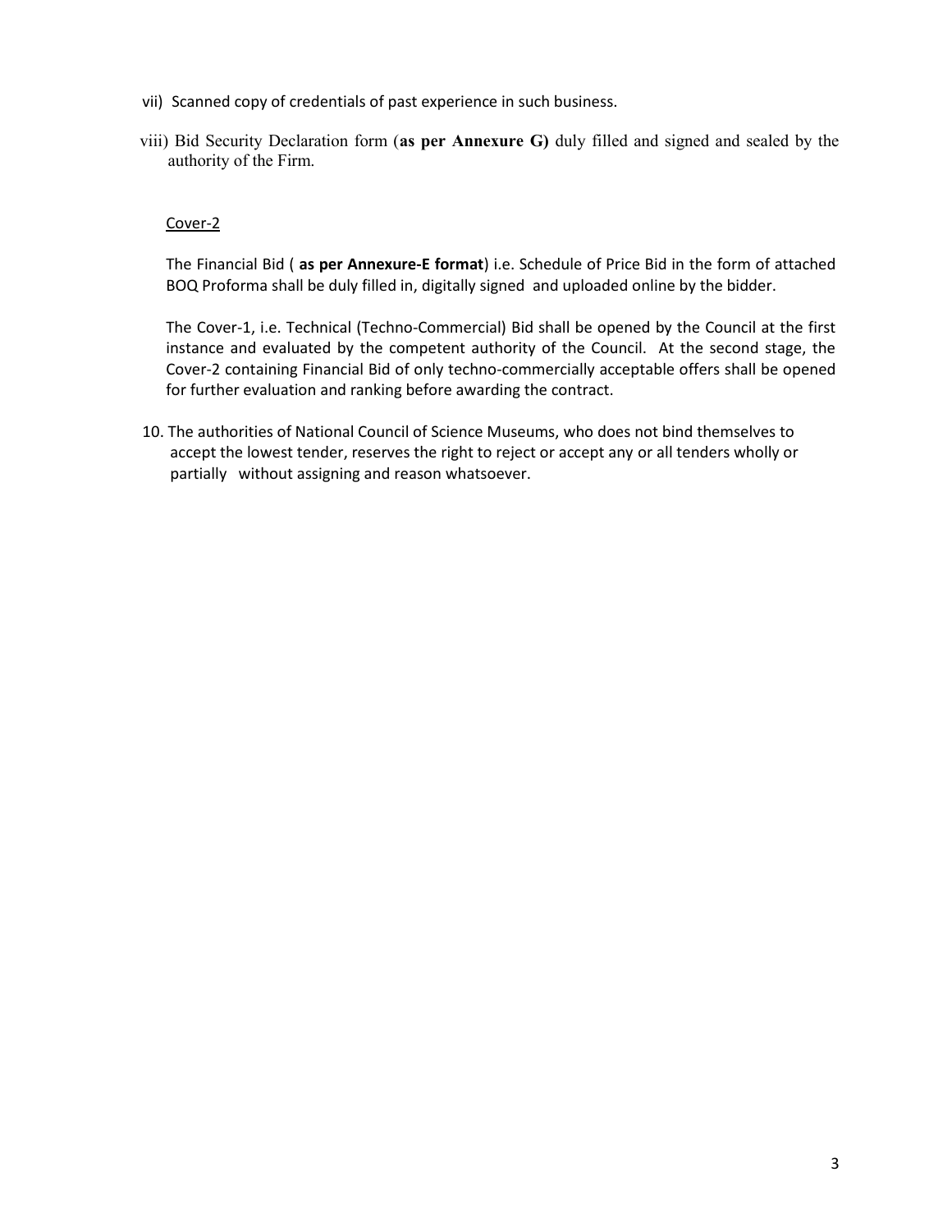vii) Scanned copy of credentials of past experience in such business.

viii) Bid Security Declaration form (**as per Annexure G)** duly filled and signed and sealed by the authority of the Firm.

Cover-2

The Financial Bid ( **as per Annexure-E format**) i.e. Schedule of Price Bid in the form of attached BOQ Proforma shall be duly filled in, digitally signed and uploaded online by the bidder.

The Cover-1, i.e. Technical (Techno-Commercial) Bid shall be opened by the Council at the first instance and evaluated by the competent authority of the Council. At the second stage, the Cover-2 containing Financial Bid of only techno-commercially acceptable offers shall be opened for further evaluation and ranking before awarding the contract.

10. The authorities of National Council of Science Museums, who does not bind themselves to accept the lowest tender, reserves the right to reject or accept any or all tenders wholly or partially without assigning and reason whatsoever.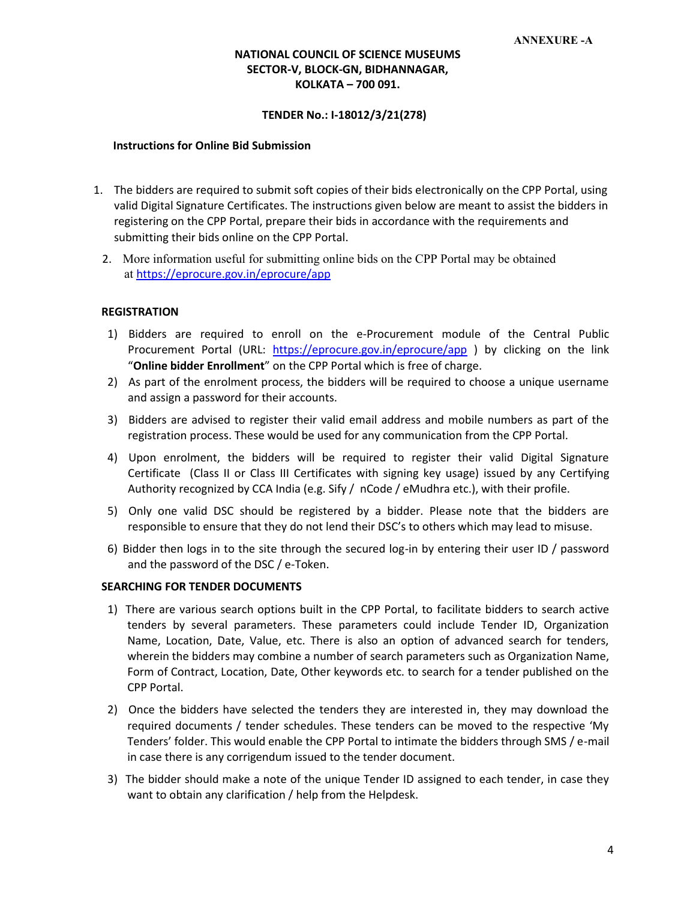ANNEXURE -A

**NATIONAL COUNCIL OF SCIENCE MUSEUMS**
**SECTOR-V, BLOCK-GN, BIDHANNAGAR,**
**KOLKATA – 700 091.**

**TENDER No.: I-18012/3/21(278)**

**Instructions for Online Bid Submission**

1. The bidders are required to submit soft copies of their bids electronically on the CPP Portal, using valid Digital Signature Certificates. The instructions given below are meant to assist the bidders in registering on the CPP Portal, prepare their bids in accordance with the requirements and submitting their bids online on the CPP Portal.
2. More information useful for submitting online bids on the CPP Portal may be obtained at https://eprocure.gov.in/eprocure/app

**REGISTRATION**

1) Bidders are required to enroll on the e-Procurement module of the Central Public Procurement Portal (URL: https://eprocure.gov.in/eprocure/app ) by clicking on the link "**Online bidder Enrollment**" on the CPP Portal which is free of charge.
2) As part of the enrolment process, the bidders will be required to choose a unique username and assign a password for their accounts.
3) Bidders are advised to register their valid email address and mobile numbers as part of the registration process. These would be used for any communication from the CPP Portal.
4) Upon enrolment, the bidders will be required to register their valid Digital Signature Certificate (Class II or Class III Certificates with signing key usage) issued by any Certifying Authority recognized by CCA India (e.g. Sify / nCode / eMudhra etc.), with their profile.
5) Only one valid DSC should be registered by a bidder. Please note that the bidders are responsible to ensure that they do not lend their DSC's to others which may lead to misuse.
6) Bidder then logs in to the site through the secured log-in by entering their user ID / password and the password of the DSC / e-Token.

**SEARCHING FOR TENDER DOCUMENTS**

1) There are various search options built in the CPP Portal, to facilitate bidders to search active tenders by several parameters. These parameters could include Tender ID, Organization Name, Location, Date, Value, etc. There is also an option of advanced search for tenders, wherein the bidders may combine a number of search parameters such as Organization Name, Form of Contract, Location, Date, Other keywords etc. to search for a tender published on the CPP Portal.
2) Once the bidders have selected the tenders they are interested in, they may download the required documents / tender schedules. These tenders can be moved to the respective 'My Tenders' folder. This would enable the CPP Portal to intimate the bidders through SMS / e-mail in case there is any corrigendum issued to the tender document.
3) The bidder should make a note of the unique Tender ID assigned to each tender, in case they want to obtain any clarification / help from the Helpdesk.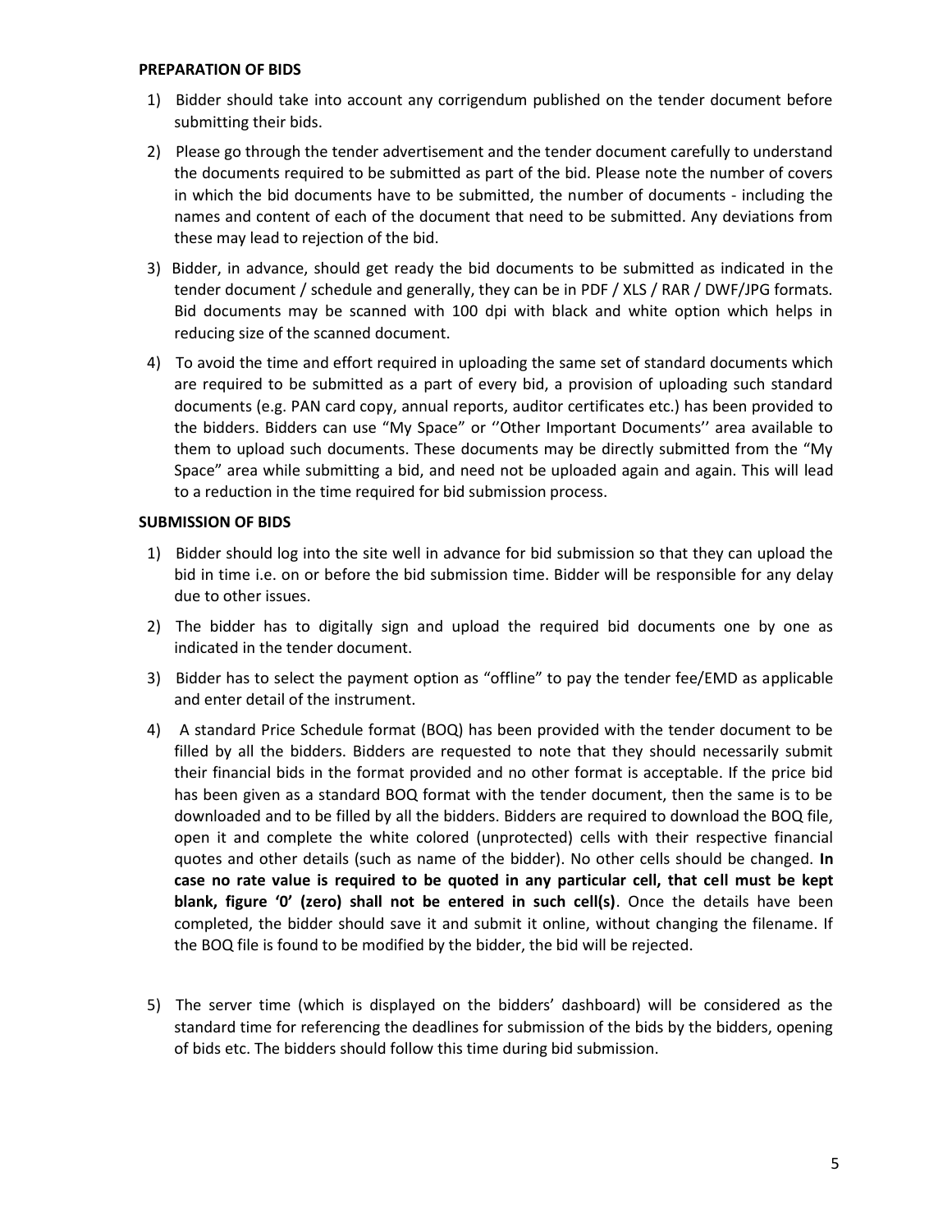**PREPARATION OF BIDS**

1) Bidder should take into account any corrigendum published on the tender document before submitting their bids.

2) Please go through the tender advertisement and the tender document carefully to understand the documents required to be submitted as part of the bid. Please note the number of covers in which the bid documents have to be submitted, the number of documents - including the names and content of each of the document that need to be submitted. Any deviations from these may lead to rejection of the bid.

3) Bidder, in advance, should get ready the bid documents to be submitted as indicated in the tender document / schedule and generally, they can be in PDF / XLS / RAR / DWF/JPG formats. Bid documents may be scanned with 100 dpi with black and white option which helps in reducing size of the scanned document.

4) To avoid the time and effort required in uploading the same set of standard documents which are required to be submitted as a part of every bid, a provision of uploading such standard documents (e.g. PAN card copy, annual reports, auditor certificates etc.) has been provided to the bidders. Bidders can use "My Space" or ''Other Important Documents'' area available to them to upload such documents. These documents may be directly submitted from the "My Space" area while submitting a bid, and need not be uploaded again and again. This will lead to a reduction in the time required for bid submission process.

**SUBMISSION OF BIDS**

1) Bidder should log into the site well in advance for bid submission so that they can upload the bid in time i.e. on or before the bid submission time. Bidder will be responsible for any delay due to other issues.

2) The bidder has to digitally sign and upload the required bid documents one by one as indicated in the tender document.

3) Bidder has to select the payment option as "offline" to pay the tender fee/EMD as applicable and enter detail of the instrument.

4) A standard Price Schedule format (BOQ) has been provided with the tender document to be filled by all the bidders. Bidders are requested to note that they should necessarily submit their financial bids in the format provided and no other format is acceptable. If the price bid has been given as a standard BOQ format with the tender document, then the same is to be downloaded and to be filled by all the bidders. Bidders are required to download the BOQ file, open it and complete the white colored (unprotected) cells with their respective financial quotes and other details (such as name of the bidder). No other cells should be changed. **In case no rate value is required to be quoted in any particular cell, that cell must be kept blank, figure '0' (zero) shall not be entered in such cell(s)**. Once the details have been completed, the bidder should save it and submit it online, without changing the filename. If the BOQ file is found to be modified by the bidder, the bid will be rejected.

5) The server time (which is displayed on the bidders' dashboard) will be considered as the standard time for referencing the deadlines for submission of the bids by the bidders, opening of bids etc. The bidders should follow this time during bid submission.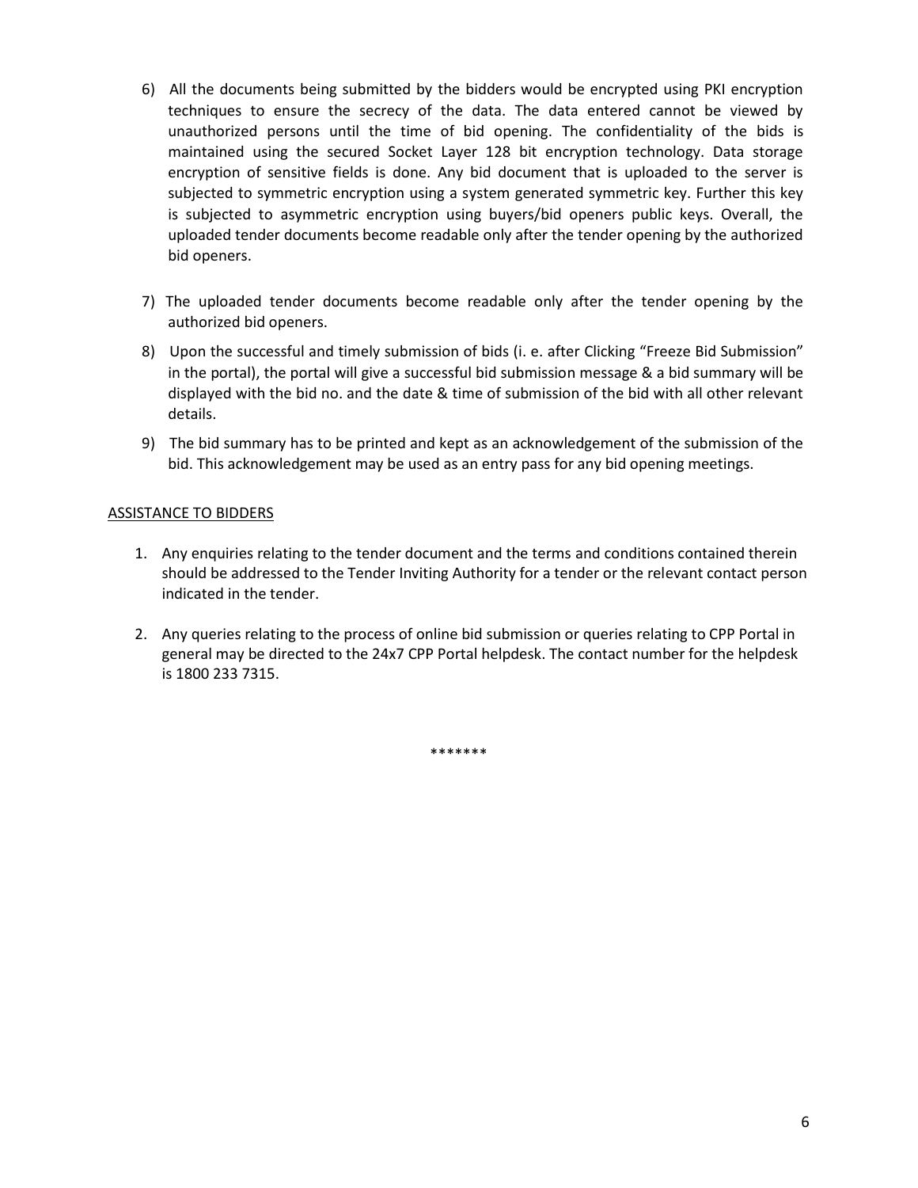6) All the documents being submitted by the bidders would be encrypted using PKI encryption techniques to ensure the secrecy of the data. The data entered cannot be viewed by unauthorized persons until the time of bid opening. The confidentiality of the bids is maintained using the secured Socket Layer 128 bit encryption technology. Data storage encryption of sensitive fields is done. Any bid document that is uploaded to the server is subjected to symmetric encryption using a system generated symmetric key. Further this key is subjected to asymmetric encryption using buyers/bid openers public keys. Overall, the uploaded tender documents become readable only after the tender opening by the authorized bid openers.

7) The uploaded tender documents become readable only after the tender opening by the authorized bid openers.

8) Upon the successful and timely submission of bids (i. e. after Clicking "Freeze Bid Submission" in the portal), the portal will give a successful bid submission message & a bid summary will be displayed with the bid no. and the date & time of submission of the bid with all other relevant details.

9) The bid summary has to be printed and kept as an acknowledgement of the submission of the bid. This acknowledgement may be used as an entry pass for any bid opening meetings.

<u>ASSISTANCE TO BIDDERS</u>

1. Any enquiries relating to the tender document and the terms and conditions contained therein should be addressed to the Tender Inviting Authority for a tender or the relevant contact person indicated in the tender.

2. Any queries relating to the process of online bid submission or queries relating to CPP Portal in general may be directed to the 24x7 CPP Portal helpdesk. The contact number for the helpdesk is 1800 233 7315.

*******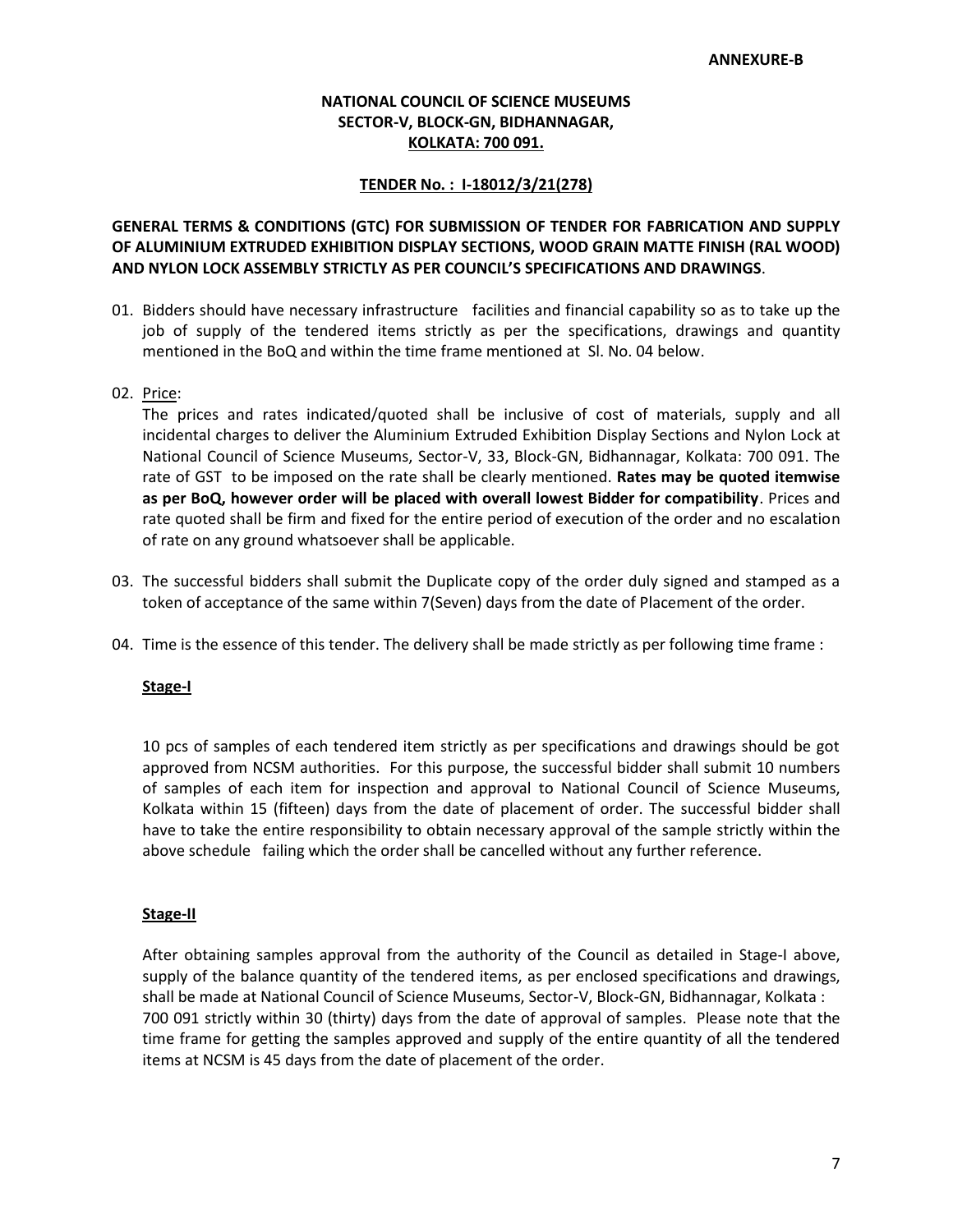**ANNEXURE-B**

**NATIONAL COUNCIL OF SCIENCE MUSEUMS**
**SECTOR-V, BLOCK-GN, BIDHANNAGAR,**
**KOLKATA: 700 091.**

**TENDER No. : I-18012/3/21(278)**

**GENERAL TERMS & CONDITIONS (GTC) FOR SUBMISSION OF TENDER FOR FABRICATION AND SUPPLY OF ALUMINIUM EXTRUDED EXHIBITION DISPLAY SECTIONS, WOOD GRAIN MATTE FINISH (RAL WOOD) AND NYLON LOCK ASSEMBLY STRICTLY AS PER COUNCIL'S SPECIFICATIONS AND DRAWINGS**.

01. Bidders should have necessary infrastructure facilities and financial capability so as to take up the job of supply of the tendered items strictly as per the specifications, drawings and quantity mentioned in the BoQ and within the time frame mentioned at Sl. No. 04 below.

02. Price:
The prices and rates indicated/quoted shall be inclusive of cost of materials, supply and all incidental charges to deliver the Aluminium Extruded Exhibition Display Sections and Nylon Lock at National Council of Science Museums, Sector-V, 33, Block-GN, Bidhannagar, Kolkata: 700 091. The rate of GST to be imposed on the rate shall be clearly mentioned. **Rates may be quoted itemwise as per BoQ, however order will be placed with overall lowest Bidder for compatibility**. Prices and rate quoted shall be firm and fixed for the entire period of execution of the order and no escalation of rate on any ground whatsoever shall be applicable.

03. The successful bidders shall submit the Duplicate copy of the order duly signed and stamped as a token of acceptance of the same within 7(Seven) days from the date of Placement of the order.

04. Time is the essence of this tender. The delivery shall be made strictly as per following time frame :

**Stage-I**

10 pcs of samples of each tendered item strictly as per specifications and drawings should be got approved from NCSM authorities. For this purpose, the successful bidder shall submit 10 numbers of samples of each item for inspection and approval to National Council of Science Museums, Kolkata within 15 (fifteen) days from the date of placement of order. The successful bidder shall have to take the entire responsibility to obtain necessary approval of the sample strictly within the above schedule failing which the order shall be cancelled without any further reference.

**Stage-II**

After obtaining samples approval from the authority of the Council as detailed in Stage-I above, supply of the balance quantity of the tendered items, as per enclosed specifications and drawings, shall be made at National Council of Science Museums, Sector-V, Block-GN, Bidhannagar, Kolkata : 700 091 strictly within 30 (thirty) days from the date of approval of samples. Please note that the time frame for getting the samples approved and supply of the entire quantity of all the tendered items at NCSM is 45 days from the date of placement of the order.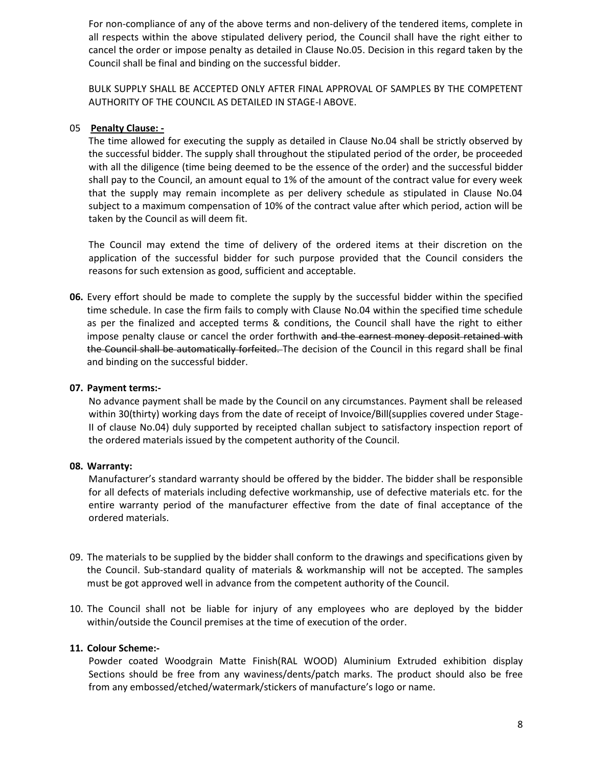For non-compliance of any of the above terms and non-delivery of the tendered items, complete in all respects within the above stipulated delivery period, the Council shall have the right either to cancel the order or impose penalty as detailed in Clause No.05. Decision in this regard taken by the Council shall be final and binding on the successful bidder.

BULK SUPPLY SHALL BE ACCEPTED ONLY AFTER FINAL APPROVAL OF SAMPLES BY THE COMPETENT AUTHORITY OF THE COUNCIL AS DETAILED IN STAGE-I ABOVE.

05 **Penalty Clause: -**

The time allowed for executing the supply as detailed in Clause No.04 shall be strictly observed by the successful bidder. The supply shall throughout the stipulated period of the order, be proceeded with all the diligence (time being deemed to be the essence of the order) and the successful bidder shall pay to the Council, an amount equal to 1% of the amount of the contract value for every week that the supply may remain incomplete as per delivery schedule as stipulated in Clause No.04 subject to a maximum compensation of 10% of the contract value after which period, action will be taken by the Council as will deem fit.

The Council may extend the time of delivery of the ordered items at their discretion on the application of the successful bidder for such purpose provided that the Council considers the reasons for such extension as good, sufficient and acceptable.

**06.** Every effort should be made to complete the supply by the successful bidder within the specified time schedule. In case the firm fails to comply with Clause No.04 within the specified time schedule as per the finalized and accepted terms & conditions, the Council shall have the right to either impose penalty clause or cancel the order forthwith ~~and the earnest money deposit retained with the Council shall be automatically forfeited.~~ The decision of the Council in this regard shall be final and binding on the successful bidder.

**07. Payment terms:-**

No advance payment shall be made by the Council on any circumstances. Payment shall be released within 30(thirty) working days from the date of receipt of Invoice/Bill(supplies covered under Stage-II of clause No.04) duly supported by receipted challan subject to satisfactory inspection report of the ordered materials issued by the competent authority of the Council.

**08. Warranty:**

Manufacturer's standard warranty should be offered by the bidder. The bidder shall be responsible for all defects of materials including defective workmanship, use of defective materials etc. for the entire warranty period of the manufacturer effective from the date of final acceptance of the ordered materials.

09. The materials to be supplied by the bidder shall conform to the drawings and specifications given by the Council. Sub-standard quality of materials & workmanship will not be accepted. The samples must be got approved well in advance from the competent authority of the Council.

10. The Council shall not be liable for injury of any employees who are deployed by the bidder within/outside the Council premises at the time of execution of the order.

**11. Colour Scheme:-**

Powder coated Woodgrain Matte Finish(RAL WOOD) Aluminium Extruded exhibition display Sections should be free from any waviness/dents/patch marks. The product should also be free from any embossed/etched/watermark/stickers of manufacture's logo or name.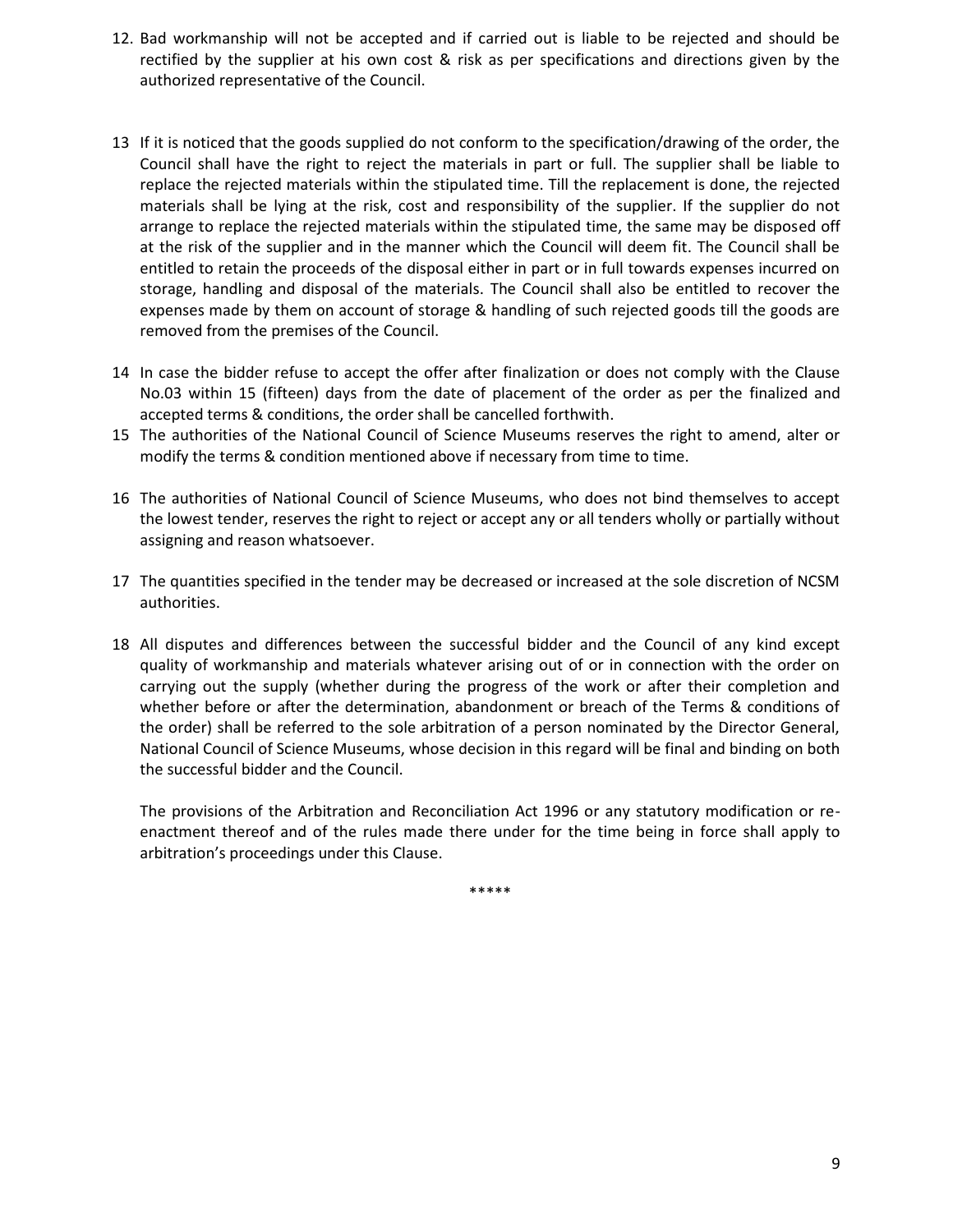12. Bad workmanship will not be accepted and if carried out is liable to be rejected and should be rectified by the supplier at his own cost & risk as per specifications and directions given by the authorized representative of the Council.

13 If it is noticed that the goods supplied do not conform to the specification/drawing of the order, the Council shall have the right to reject the materials in part or full. The supplier shall be liable to replace the rejected materials within the stipulated time. Till the replacement is done, the rejected materials shall be lying at the risk, cost and responsibility of the supplier. If the supplier do not arrange to replace the rejected materials within the stipulated time, the same may be disposed off at the risk of the supplier and in the manner which the Council will deem fit. The Council shall be entitled to retain the proceeds of the disposal either in part or in full towards expenses incurred on storage, handling and disposal of the materials. The Council shall also be entitled to recover the expenses made by them on account of storage & handling of such rejected goods till the goods are removed from the premises of the Council.

14 In case the bidder refuse to accept the offer after finalization or does not comply with the Clause No.03 within 15 (fifteen) days from the date of placement of the order as per the finalized and accepted terms & conditions, the order shall be cancelled forthwith.

15 The authorities of the National Council of Science Museums reserves the right to amend, alter or modify the terms & condition mentioned above if necessary from time to time.

16 The authorities of National Council of Science Museums, who does not bind themselves to accept the lowest tender, reserves the right to reject or accept any or all tenders wholly or partially without assigning and reason whatsoever.

17 The quantities specified in the tender may be decreased or increased at the sole discretion of NCSM authorities.

18 All disputes and differences between the successful bidder and the Council of any kind except quality of workmanship and materials whatever arising out of or in connection with the order on carrying out the supply (whether during the progress of the work or after their completion and whether before or after the determination, abandonment or breach of the Terms & conditions of the order) shall be referred to the sole arbitration of a person nominated by the Director General, National Council of Science Museums, whose decision in this regard will be final and binding on both the successful bidder and the Council.

The provisions of the Arbitration and Reconciliation Act 1996 or any statutory modification or re-enactment thereof and of the rules made there under for the time being in force shall apply to arbitration's proceedings under this Clause.

*****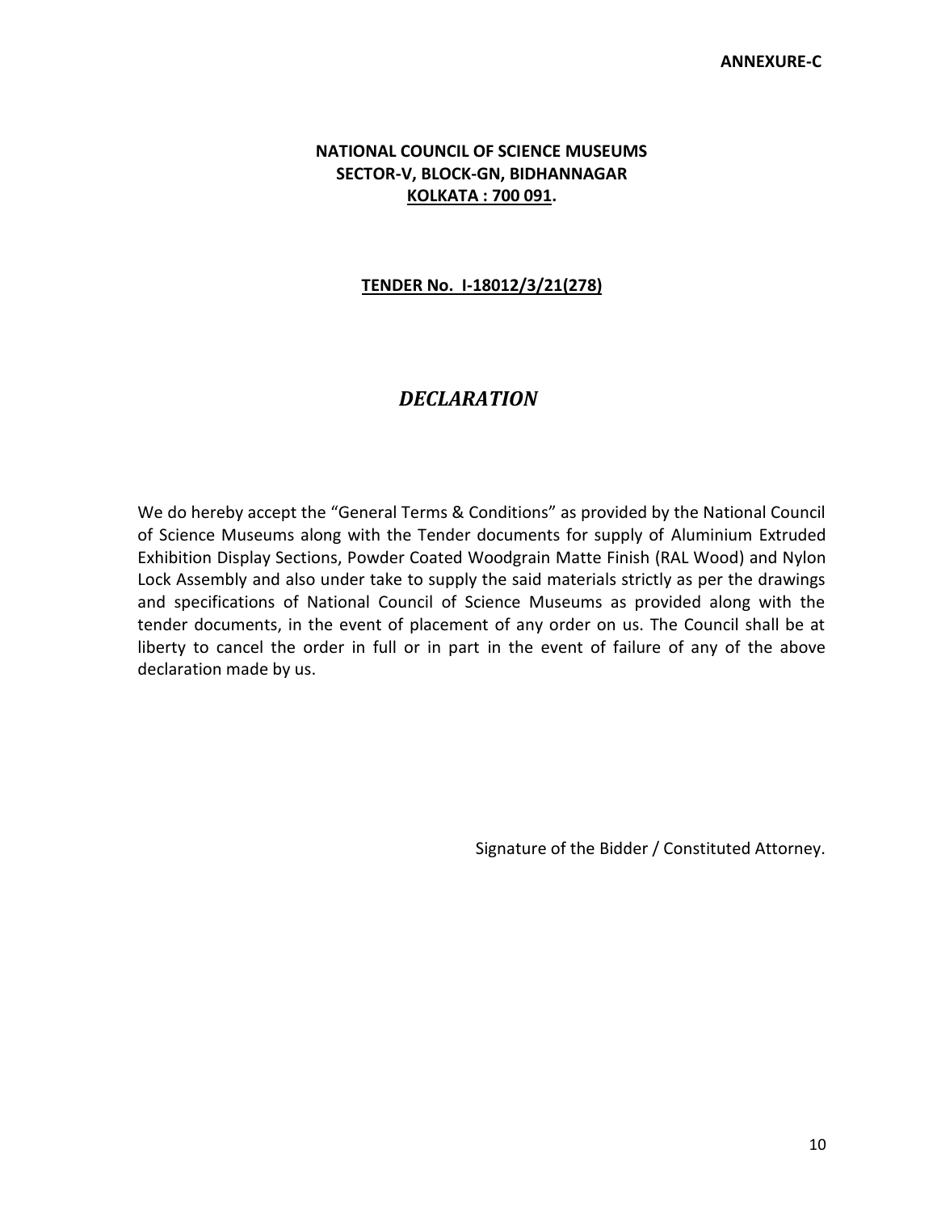**ANNEXURE-C**

**NATIONAL COUNCIL OF SCIENCE MUSEUMS**
**SECTOR-V, BLOCK-GN, BIDHANNAGAR**
**KOLKATA : 700 091.**

**TENDER No. I-18012/3/21(278)**

## *DECLARATION*

We do hereby accept the "General Terms & Conditions" as provided by the National Council of Science Museums along with the Tender documents for supply of Aluminium Extruded Exhibition Display Sections, Powder Coated Woodgrain Matte Finish (RAL Wood) and Nylon Lock Assembly and also under take to supply the said materials strictly as per the drawings and specifications of National Council of Science Museums as provided along with the tender documents, in the event of placement of any order on us. The Council shall be at liberty to cancel the order in full or in part in the event of failure of any of the above declaration made by us.

Signature of the Bidder / Constituted Attorney.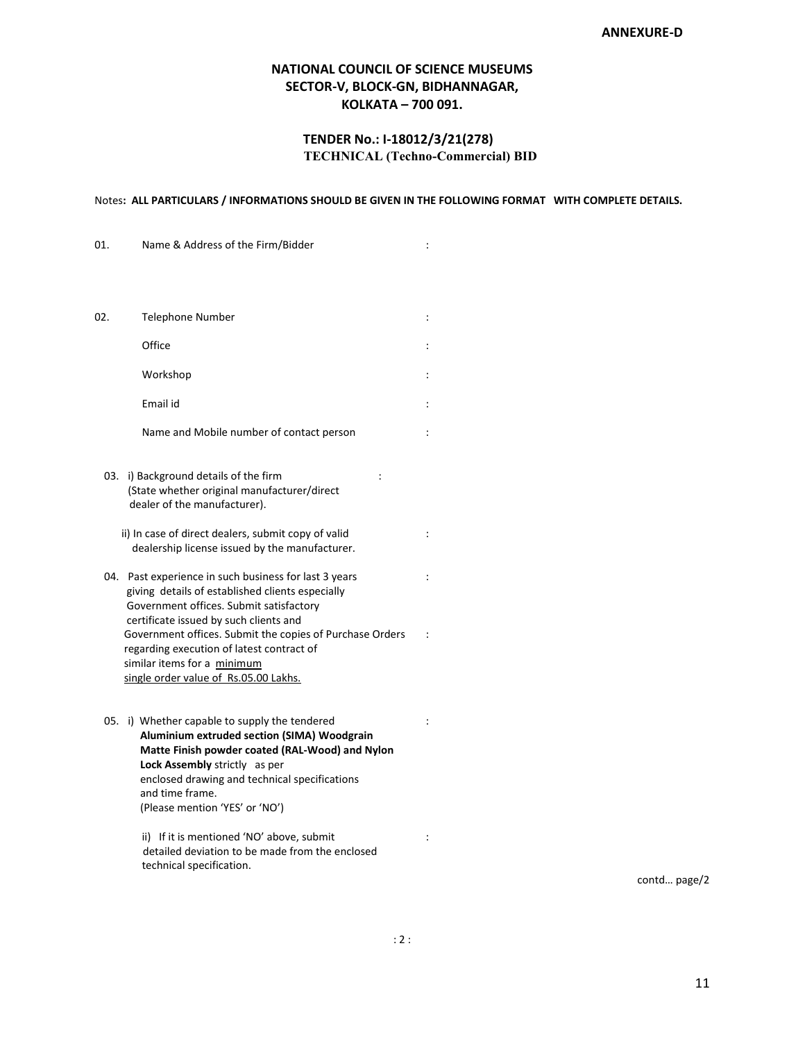**ANNEXURE-D**

**NATIONAL COUNCIL OF SCIENCE MUSEUMS**
**SECTOR-V, BLOCK-GN, BIDHANNAGAR,**
**KOLKATA – 700 091.**

**TENDER No.: I-18012/3/21(278)**
**TECHNICAL (Techno-Commercial) BID**

Notes**: ALL PARTICULARS / INFORMATIONS SHOULD BE GIVEN IN THE FOLLOWING FORMAT WITH COMPLETE DETAILS.**

01. Name & Address of the Firm/Bidder :

02. Telephone Number :

    Office :

    Workshop :

    Email id :

    Name and Mobile number of contact person :

03. i) Background details of the firm :
    (State whether original manufacturer/direct dealer of the manufacturer).

    ii) In case of direct dealers, submit copy of valid dealership license issued by the manufacturer. :

04. Past experience in such business for last 3 years giving details of established clients especially Government offices. Submit satisfactory certificate issued by such clients and :
    Government offices. Submit the copies of Purchase Orders regarding execution of latest contract of similar items for a minimum single order value of Rs.05.00 Lakhs. :

05. i) Whether capable to supply the tendered **Aluminium extruded section (SIMA) Woodgrain Matte Finish powder coated (RAL-Wood) and Nylon Lock Assembly** strictly as per enclosed drawing and technical specifications and time frame. :
    (Please mention 'YES' or 'NO')

    ii) If it is mentioned 'NO' above, submit detailed deviation to be made from the enclosed technical specification. :

contd… page/2

: 2 :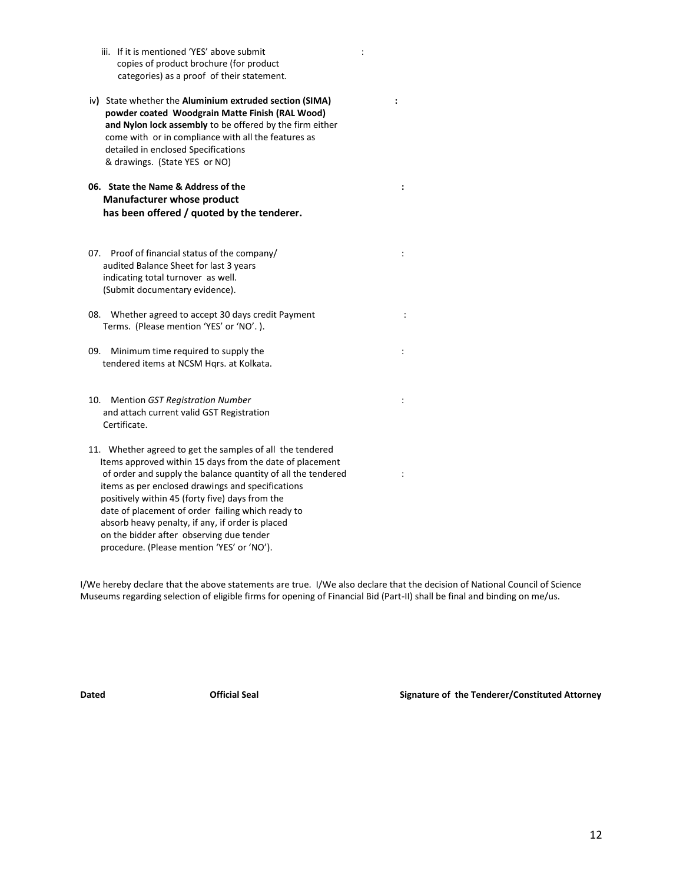iii. If it is mentioned 'YES' above submit copies of product brochure (for product categories) as a proof of their statement. :

iv) State whether the **Aluminium extruded section (SIMA) powder coated Woodgrain Matte Finish (RAL Wood) and Nylon lock assembly** to be offered by the firm either come with or in compliance with all the features as detailed in enclosed Specifications & drawings. (State YES or NO) :

**06. State the Name & Address of the Manufacturer whose product has been offered / quoted by the tenderer.** :

07. Proof of financial status of the company/ audited Balance Sheet for last 3 years indicating total turnover as well. (Submit documentary evidence). :

08. Whether agreed to accept 30 days credit Payment Terms. (Please mention 'YES' or 'NO'. ). :

09. Minimum time required to supply the tendered items at NCSM Hqrs. at Kolkata. :

10. Mention *GST Registration Number* and attach current valid GST Registration Certificate. :

11. Whether agreed to get the samples of all the tendered Items approved within 15 days from the date of placement of order and supply the balance quantity of all the tendered items as per enclosed drawings and specifications positively within 45 (forty five) days from the date of placement of order failing which ready to absorb heavy penalty, if any, if order is placed on the bidder after observing due tender procedure. (Please mention 'YES' or 'NO'). :

I/We hereby declare that the above statements are true. I/We also declare that the decision of National Council of Science Museums regarding selection of eligible firms for opening of Financial Bid (Part-II) shall be final and binding on me/us.

**Dated** **Official Seal** **Signature of the Tenderer/Constituted Attorney**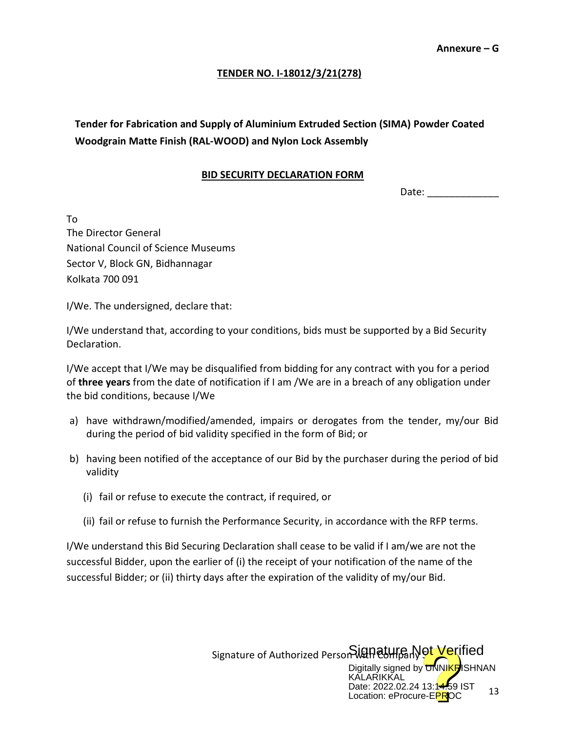**Annexure – G**

**TENDER NO. I-18012/3/21(278)**

**Tender for Fabrication and Supply of Aluminium Extruded Section (SIMA) Powder Coated Woodgrain Matte Finish (RAL-WOOD) and Nylon Lock Assembly**

**BID SECURITY DECLARATION FORM**

Date: _____________

To
The Director General
National Council of Science Museums
Sector V, Block GN, Bidhannagar
Kolkata 700 091

I/We. The undersigned, declare that:

I/We understand that, according to your conditions, bids must be supported by a Bid Security Declaration.

I/We accept that I/We may be disqualified from bidding for any contract with you for a period of **three years** from the date of notification if I am /We are in a breach of any obligation under the bid conditions, because I/We

a) have withdrawn/modified/amended, impairs or derogates from the tender, my/our Bid during the period of bid validity specified in the form of Bid; or

b) having been notified of the acceptance of our Bid by the purchaser during the period of bid validity

   (i) fail or refuse to execute the contract, if required, or

   (ii) fail or refuse to furnish the Performance Security, in accordance with the RFP terms.

I/We understand this Bid Securing Declaration shall cease to be valid if I am/we are not the successful Bidder, upon the earlier of (i) the receipt of your notification of the name of the successful Bidder; or (ii) thirty days after the expiration of the validity of my/our Bid.

Signature of Authorized Person with Company Seal

Signature Not Verified
Digitally signed by UNNIKRISHNAN KALARIKKAL
Date: 2022.02.24 13:14:59 IST
Location: eProcure-EPROC